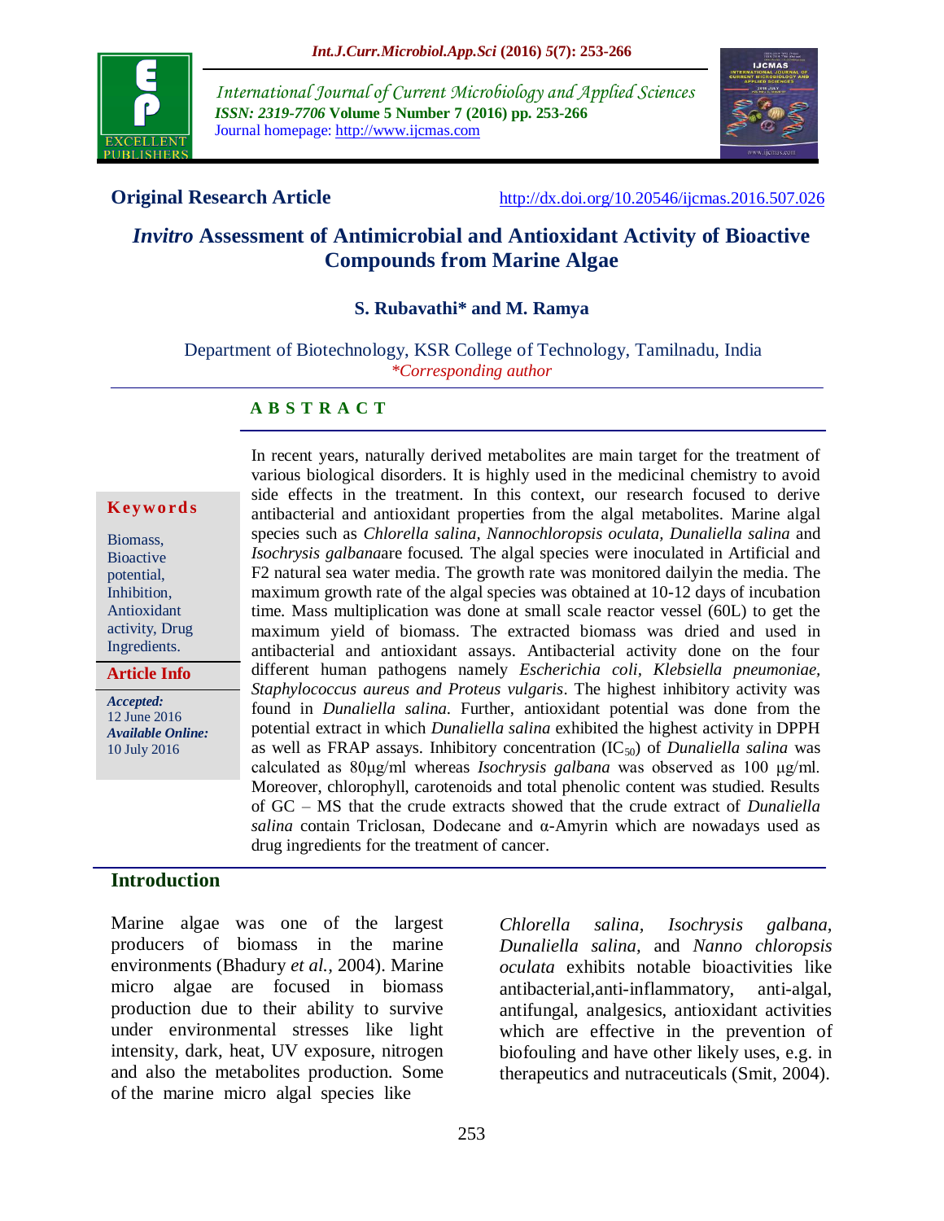International Journal of Current Microbiology and Applied Sciences
*ISSN: 2319-7706* **Volume 5 Number 7 (2016) pp. 253-266**
Journal homepage: http://www.ijcmas.com

**Original Research Article** http://dx.doi.org/10.20546/ijcmas.2016.507.026

# *Invitro* Assessment of Antimicrobial and Antioxidant Activity of Bioactive Compounds from Marine Algae

**S. Rubavathi* and M. Ramya**

Department of Biotechnology, KSR College of Technology, Tamilnadu, India
*\*Corresponding author*

## ABSTRACT

**Keywords**

Biomass, Bioactive potential, Inhibition, Antioxidant activity, Drug Ingredients.

**Article Info**

***Accepted:*** 12 June 2016
***Available Online:*** 10 July 2016

In recent years, naturally derived metabolites are main target for the treatment of various biological disorders. It is highly used in the medicinal chemistry to avoid side effects in the treatment. In this context, our research focused to derive antibacterial and antioxidant properties from the algal metabolites. Marine algal species such as *Chlorella salina, Nannochloropsis oculata, Dunaliella salina* and *Isochrysis galbana*are focused. The algal species were inoculated in Artificial and F2 natural sea water media. The growth rate was monitored dailyin the media. The maximum growth rate of the algal species was obtained at 10-12 days of incubation time. Mass multiplication was done at small scale reactor vessel (60L) to get the maximum yield of biomass. The extracted biomass was dried and used in antibacterial and antioxidant assays. Antibacterial activity done on the four different human pathogens namely *Escherichia coli, Klebsiella pneumoniae, Staphylococcus aureus and Proteus vulgaris*. The highest inhibitory activity was found in *Dunaliella salina*. Further, antioxidant potential was done from the potential extract in which *Dunaliella salina* exhibited the highest activity in DPPH as well as FRAP assays. Inhibitory concentration ($IC_{50}$) of *Dunaliella salina* was calculated as 80µg/ml whereas *Isochrysis galbana* was observed as 100 µg/ml. Moreover, chlorophyll, carotenoids and total phenolic content was studied. Results of GC – MS that the crude extracts showed that the crude extract of *Dunaliella salina* contain Triclosan, Dodecane and α-Amyrin which are nowadays used as drug ingredients for the treatment of cancer.

## Introduction

Marine algae was one of the largest producers of biomass in the marine environments (Bhadury *et al.*, 2004). Marine micro algae are focused in biomass production due to their ability to survive under environmental stresses like light intensity, dark, heat, UV exposure, nitrogen and also the metabolites production. Some of the marine micro algal species like *Chlorella salina*, *Isochrysis galbana*, *Dunaliella salina*, and *Nanno chloropsis oculata* exhibits notable bioactivities like antibacterial,anti-inflammatory, anti-algal, antifungal, analgesics, antioxidant activities which are effective in the prevention of biofouling and have other likely uses, e.g. in therapeutics and nutraceuticals (Smit, 2004).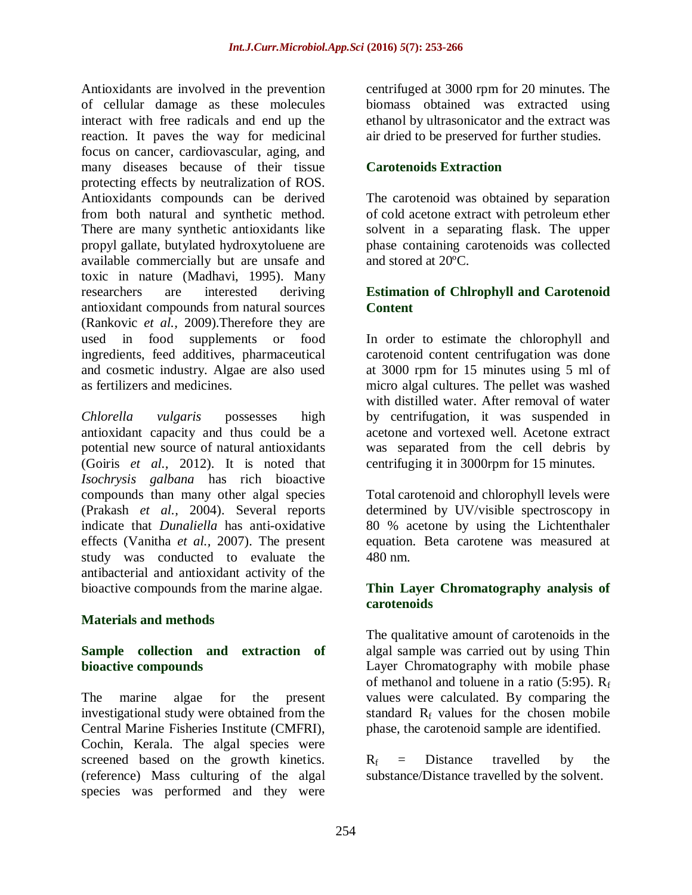Antioxidants are involved in the prevention of cellular damage as these molecules interact with free radicals and end up the reaction. It paves the way for medicinal focus on cancer, cardiovascular, aging, and many diseases because of their tissue protecting effects by neutralization of ROS. Antioxidants compounds can be derived from both natural and synthetic method. There are many synthetic antioxidants like propyl gallate, butylated hydroxytoluene are available commercially but are unsafe and toxic in nature (Madhavi, 1995). Many researchers are interested deriving antioxidant compounds from natural sources (Rankovic *et al.,* 2009).Therefore they are used in food supplements or food ingredients, feed additives, pharmaceutical and cosmetic industry. Algae are also used as fertilizers and medicines.

*Chlorella vulgaris* possesses high antioxidant capacity and thus could be a potential new source of natural antioxidants (Goiris *et al.,* 2012). It is noted that *Isochrysis galbana* has rich bioactive compounds than many other algal species (Prakash *et al.,* 2004). Several reports indicate that *Dunaliella* has anti-oxidative effects (Vanitha *et al.,* 2007). The present study was conducted to evaluate the antibacterial and antioxidant activity of the bioactive compounds from the marine algae.

## Materials and methods

### Sample collection and extraction of bioactive compounds

The marine algae for the present investigational study were obtained from the Central Marine Fisheries Institute (CMFRI), Cochin, Kerala. The algal species were screened based on the growth kinetics. (reference) Mass culturing of the algal species was performed and they were centrifuged at 3000 rpm for 20 minutes. The biomass obtained was extracted using ethanol by ultrasonicator and the extract was air dried to be preserved for further studies.

### Carotenoids Extraction

The carotenoid was obtained by separation of cold acetone extract with petroleum ether solvent in a separating flask. The upper phase containing carotenoids was collected and stored at 20ºC.

### Estimation of Chlrophyll and Carotenoid Content

In order to estimate the chlorophyll and carotenoid content centrifugation was done at 3000 rpm for 15 minutes using 5 ml of micro algal cultures. The pellet was washed with distilled water. After removal of water by centrifugation, it was suspended in acetone and vortexed well. Acetone extract was separated from the cell debris by centrifuging it in 3000rpm for 15 minutes.

Total carotenoid and chlorophyll levels were determined by UV/visible spectroscopy in 80 % acetone by using the Lichtenthaler equation. Beta carotene was measured at 480 nm.

### Thin Layer Chromatography analysis of carotenoids

The qualitative amount of carotenoids in the algal sample was carried out by using Thin Layer Chromatography with mobile phase of methanol and toluene in a ratio (5:95). $R_f$ values were calculated. By comparing the standard $R_f$ values for the chosen mobile phase, the carotenoid sample are identified.

$R_f$ = Distance travelled by the substance/Distance travelled by the solvent.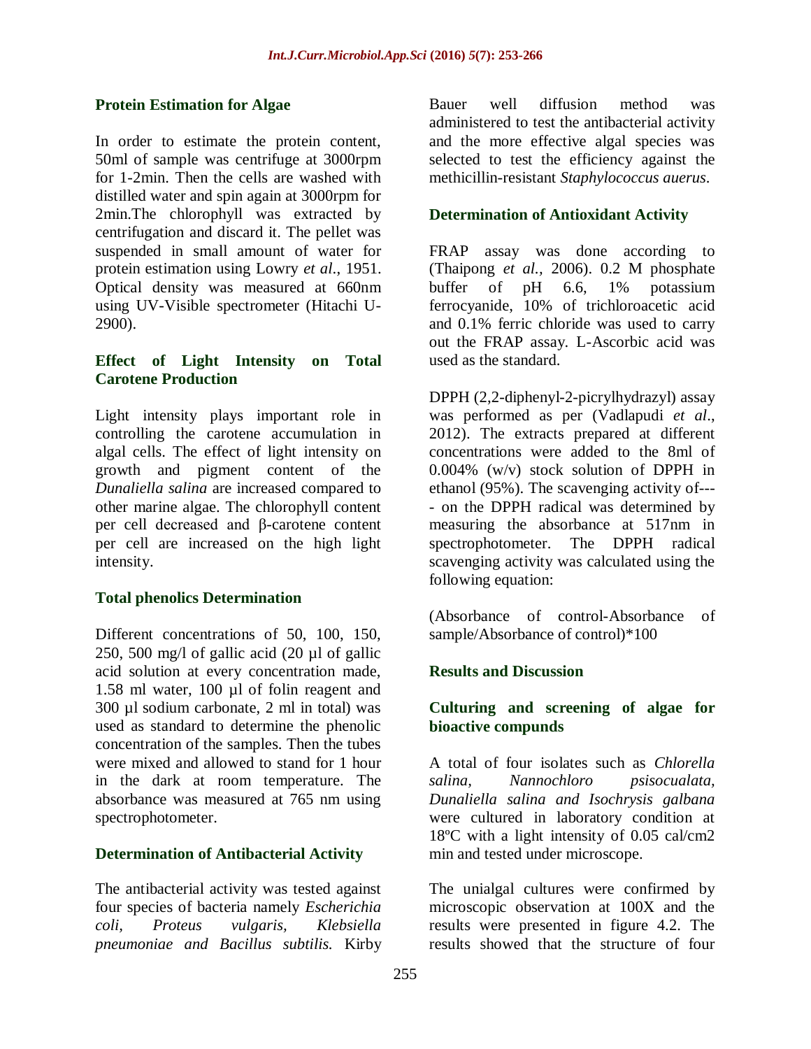### Protein Estimation for Algae

In order to estimate the protein content, 50ml of sample was centrifuge at 3000rpm for 1-2min. Then the cells are washed with distilled water and spin again at 3000rpm for 2min.The chlorophyll was extracted by centrifugation and discard it. The pellet was suspended in small amount of water for protein estimation using Lowry *et al*., 1951. Optical density was measured at 660nm using UV-Visible spectrometer (Hitachi U-2900).

### Effect of Light Intensity on Total Carotene Production

Light intensity plays important role in controlling the carotene accumulation in algal cells. The effect of light intensity on growth and pigment content of the *Dunaliella salina* are increased compared to other marine algae. The chlorophyll content per cell decreased and β-carotene content per cell are increased on the high light intensity.

### Total phenolics Determination

Different concentrations of 50, 100, 150, 250, 500 mg/l of gallic acid (20 µl of gallic acid solution at every concentration made, 1.58 ml water, 100 µl of folin reagent and 300 µl sodium carbonate, 2 ml in total) was used as standard to determine the phenolic concentration of the samples. Then the tubes were mixed and allowed to stand for 1 hour in the dark at room temperature. The absorbance was measured at 765 nm using spectrophotometer.

### Determination of Antibacterial Activity

The antibacterial activity was tested against four species of bacteria namely *Escherichia coli, Proteus vulgaris, Klebsiella pneumoniae and Bacillus subtilis.* Kirby Bauer well diffusion method was administered to test the antibacterial activity and the more effective algal species was selected to test the efficiency against the methicillin-resistant *Staphylococcus auerus*.

### Determination of Antioxidant Activity

FRAP assay was done according to (Thaipong *et al.,* 2006). 0.2 M phosphate buffer of pH 6.6, 1% potassium ferrocyanide, 10% of trichloroacetic acid and 0.1% ferric chloride was used to carry out the FRAP assay. L-Ascorbic acid was used as the standard.

DPPH (2,2-diphenyl-2-picrylhydrazyl) assay was performed as per (Vadlapudi *et al.,* 2012). The extracts prepared at different concentrations were added to the 8ml of 0.004% (w/v) stock solution of DPPH in ethanol (95%). The scavenging activity of---- on the DPPH radical was determined by measuring the absorbance at 517nm in spectrophotometer. The DPPH radical scavenging activity was calculated using the following equation:

(Absorbance of control-Absorbance of sample/Absorbance of control)*100

## Results and Discussion

### Culturing and screening of algae for bioactive compunds

A total of four isolates such as *Chlorella salina, Nannochloro psisocualata, Dunaliella salina and Isochrysis galbana* were cultured in laboratory condition at 18ºC with a light intensity of 0.05 cal/cm2 min and tested under microscope.

The unialgal cultures were confirmed by microscopic observation at 100X and the results were presented in figure 4.2. The results showed that the structure of four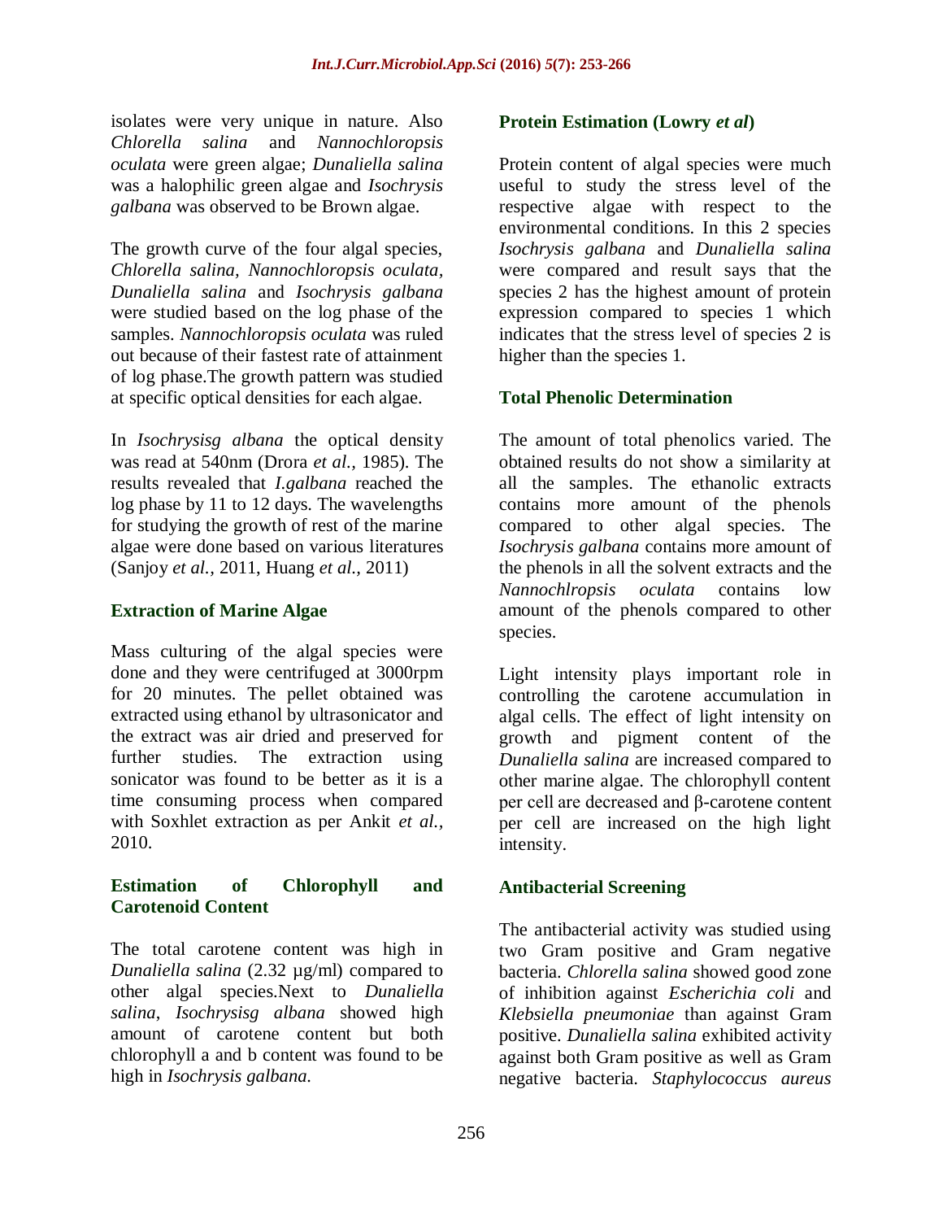isolates were very unique in nature. Also *Chlorella salina* and *Nannochloropsis oculata* were green algae; *Dunaliella salina* was a halophilic green algae and *Isochrysis galbana* was observed to be Brown algae.

The growth curve of the four algal species, *Chlorella salina, Nannochloropsis oculata, Dunaliella salina* and *Isochrysis galbana* were studied based on the log phase of the samples. *Nannochloropsis oculata* was ruled out because of their fastest rate of attainment of log phase.The growth pattern was studied at specific optical densities for each algae.

In *Isochrysisg albana* the optical density was read at 540nm (Drora *et al.,* 1985). The results revealed that *I.galbana* reached the log phase by 11 to 12 days. The wavelengths for studying the growth of rest of the marine algae were done based on various literatures (Sanjoy *et al.,* 2011, Huang *et al.,* 2011)

## Extraction of Marine Algae

Mass culturing of the algal species were done and they were centrifuged at 3000rpm for 20 minutes. The pellet obtained was extracted using ethanol by ultrasonicator and the extract was air dried and preserved for further studies. The extraction using sonicator was found to be better as it is a time consuming process when compared with Soxhlet extraction as per Ankit *et al.,* 2010.

## Estimation of Chlorophyll and Carotenoid Content

The total carotene content was high in *Dunaliella salina* (2.32 µg/ml) compared to other algal species.Next to *Dunaliella salina, Isochrysisg albana* showed high amount of carotene content but both chlorophyll a and b content was found to be high in *Isochrysis galbana.*

## Protein Estimation (Lowry *et al*)

Protein content of algal species were much useful to study the stress level of the respective algae with respect to the environmental conditions. In this 2 species *Isochrysis galbana* and *Dunaliella salina* were compared and result says that the species 2 has the highest amount of protein expression compared to species 1 which indicates that the stress level of species 2 is higher than the species 1.

## Total Phenolic Determination

The amount of total phenolics varied. The obtained results do not show a similarity at all the samples. The ethanolic extracts contains more amount of the phenols compared to other algal species. The *Isochrysis galbana* contains more amount of the phenols in all the solvent extracts and the *Nannochlropsis oculata* contains low amount of the phenols compared to other species.

Light intensity plays important role in controlling the carotene accumulation in algal cells. The effect of light intensity on growth and pigment content of the *Dunaliella salina* are increased compared to other marine algae. The chlorophyll content per cell are decreased and β-carotene content per cell are increased on the high light intensity.

## Antibacterial Screening

The antibacterial activity was studied using two Gram positive and Gram negative bacteria. *Chlorella salina* showed good zone of inhibition against *Escherichia coli* and *Klebsiella pneumoniae* than against Gram positive. *Dunaliella salina* exhibited activity against both Gram positive as well as Gram negative bacteria. *Staphylococcus aureus*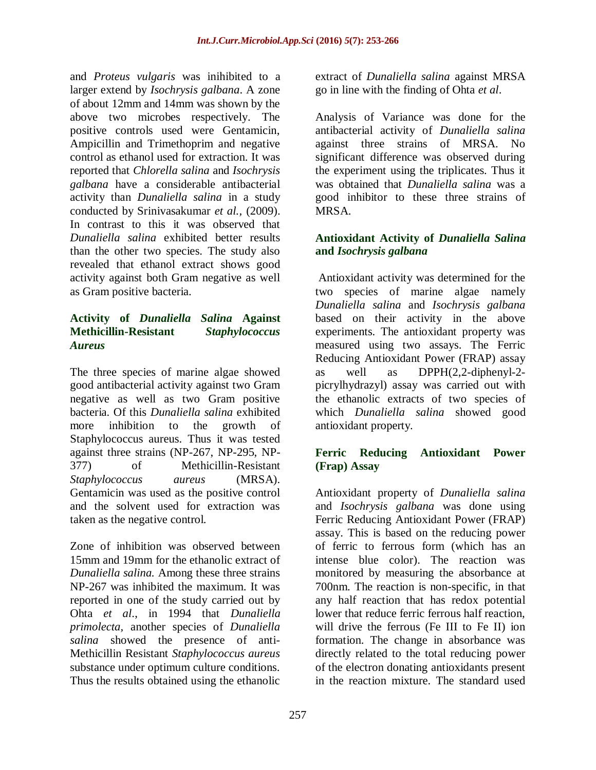and *Proteus vulgaris* was inihibited to a larger extend by *Isochrysis galbana*. A zone of about 12mm and 14mm was shown by the above two microbes respectively. The positive controls used were Gentamicin, Ampicillin and Trimethoprim and negative control as ethanol used for extraction. It was reported that *Chlorella salina* and *Isochrysis galbana* have a considerable antibacterial activity than *Dunaliella salina* in a study conducted by Srinivasakumar *et al.*, (2009). In contrast to this it was observed that *Dunaliella salina* exhibited better results than the other two species. The study also revealed that ethanol extract shows good activity against both Gram negative as well as Gram positive bacteria.

### Activity of *Dunaliella Salina* Against Methicillin-Resistant *Staphylococcus Aureus*

The three species of marine algae showed good antibacterial activity against two Gram negative as well as two Gram positive bacteria. Of this *Dunaliella salina* exhibited more inhibition to the growth of Staphylococcus aureus. Thus it was tested against three strains (NP-267, NP-295, NP-377) of Methicillin-Resistant *Staphylococcus aureus* (MRSA). Gentamicin was used as the positive control and the solvent used for extraction was taken as the negative control.

Zone of inhibition was observed between 15mm and 19mm for the ethanolic extract of *Dunaliella salina.* Among these three strains NP-267 was inhibited the maximum. It was reported in one of the study carried out by Ohta *et al*., in 1994 that *Dunaliella primolecta,* another species of *Dunaliella salina* showed the presence of anti-Methicillin Resistant *Staphylococcus aureus* substance under optimum culture conditions. Thus the results obtained using the ethanolic extract of *Dunaliella salina* against MRSA go in line with the finding of Ohta *et al*.

Analysis of Variance was done for the antibacterial activity of *Dunaliella salina* against three strains of MRSA. No significant difference was observed during the experiment using the triplicates. Thus it was obtained that *Dunaliella salina* was a good inhibitor to these three strains of MRSA.

### Antioxidant Activity of *Dunaliella Salina* and *Isochrysis galbana*

Antioxidant activity was determined for the two species of marine algae namely *Dunaliella salina* and *Isochrysis galbana* based on their activity in the above experiments. The antioxidant property was measured using two assays. The Ferric Reducing Antioxidant Power (FRAP) assay as well as DPPH(2,2-diphenyl-2-picrylhydrazyl) assay was carried out with the ethanolic extracts of two species of which *Dunaliella salina* showed good antioxidant property.

### Ferric Reducing Antioxidant Power (Frap) Assay

Antioxidant property of *Dunaliella salina* and *Isochrysis galbana* was done using Ferric Reducing Antioxidant Power (FRAP) assay. This is based on the reducing power of ferric to ferrous form (which has an intense blue color). The reaction was monitored by measuring the absorbance at 700nm. The reaction is non-specific, in that any half reaction that has redox potential lower that reduce ferric ferrous half reaction, will drive the ferrous (Fe III to Fe II) ion formation. The change in absorbance was directly related to the total reducing power of the electron donating antioxidants present in the reaction mixture. The standard used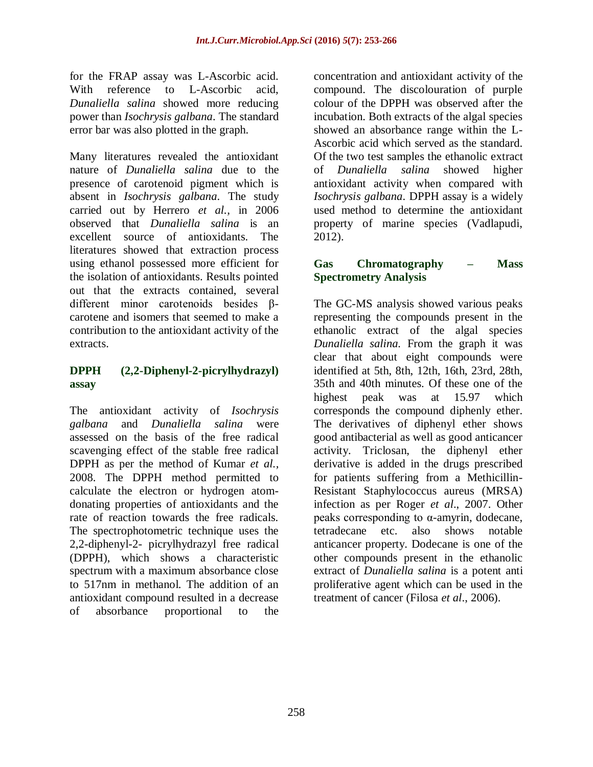for the FRAP assay was L-Ascorbic acid. With reference to L-Ascorbic acid, *Dunaliella salina* showed more reducing power than *Isochrysis galbana*. The standard error bar was also plotted in the graph.

Many literatures revealed the antioxidant nature of *Dunaliella salina* due to the presence of carotenoid pigment which is absent in *Isochrysis galbana*. The study carried out by Herrero *et al.,* in 2006 observed that *Dunaliella salina* is an excellent source of antioxidants. The literatures showed that extraction process using ethanol possessed more efficient for the isolation of antioxidants. Results pointed out that the extracts contained, several different minor carotenoids besides β-carotene and isomers that seemed to make a contribution to the antioxidant activity of the extracts.

### DPPH (2,2-Diphenyl-2-picrylhydrazyl) assay

The antioxidant activity of *Isochrysis galbana* and *Dunaliella salina* were assessed on the basis of the free radical scavenging effect of the stable free radical DPPH as per the method of Kumar *et al.,* 2008. The DPPH method permitted to calculate the electron or hydrogen atom-donating properties of antioxidants and the rate of reaction towards the free radicals. The spectrophotometric technique uses the 2,2-diphenyl-2- picrylhydrazyl free radical (DPPH), which shows a characteristic spectrum with a maximum absorbance close to 517nm in methanol. The addition of an antioxidant compound resulted in a decrease of absorbance proportional to the concentration and antioxidant activity of the compound. The discolouration of purple colour of the DPPH was observed after the incubation. Both extracts of the algal species showed an absorbance range within the L-Ascorbic acid which served as the standard. Of the two test samples the ethanolic extract of *Dunaliella salina* showed higher antioxidant activity when compared with *Isochrysis galbana*. DPPH assay is a widely used method to determine the antioxidant property of marine species (Vadlapudi, 2012).

### Gas Chromatography – Mass Spectrometry Analysis

The GC-MS analysis showed various peaks representing the compounds present in the ethanolic extract of the algal species *Dunaliella salina.* From the graph it was clear that about eight compounds were identified at 5th, 8th, 12th, 16th, 23rd, 28th, 35th and 40th minutes. Of these one of the highest peak was at 15.97 which corresponds the compound diphenly ether. The derivatives of diphenyl ether shows good antibacterial as well as good anticancer activity. Triclosan, the diphenyl ether derivative is added in the drugs prescribed for patients suffering from a Methicillin-Resistant Staphylococcus aureus (MRSA) infection as per Roger *et al*., 2007. Other peaks corresponding to α-amyrin, dodecane, tetradecane etc. also shows notable anticancer property. Dodecane is one of the other compounds present in the ethanolic extract of *Dunaliella salina* is a potent anti proliferative agent which can be used in the treatment of cancer (Filosa *et al*., 2006).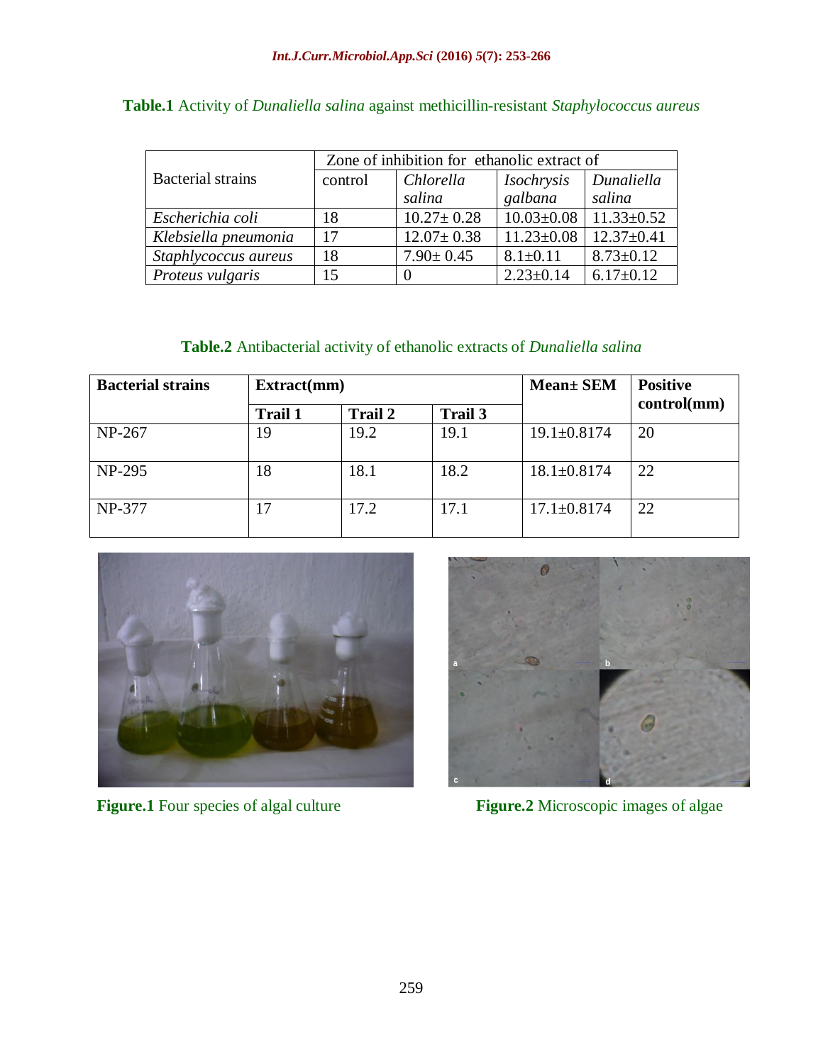**Table.1** Activity of *Dunaliella salina* against methicillin-resistant *Staphylococcus aureus*

| Bacterial strains | Zone of inhibition for ethanolic extract of | | | |
|---|---|---|---|---|
| | control | *Chlorella salina* | *Isochrysis galbana* | *Dunaliella salina* |
| *Escherichia coli* | 18 | 10.27± 0.28 | 10.03±0.08 | 11.33±0.52 |
| *Klebsiella pneumonia* | 17 | 12.07± 0.38 | 11.23±0.08 | 12.37±0.41 |
| *Staphlycoccus aureus* | 18 | 7.90± 0.45 | 8.1±0.11 | 8.73±0.12 |
| *Proteus vulgaris* | 15 | 0 | 2.23±0.14 | 6.17±0.12 |

**Table.2** Antibacterial activity of ethanolic extracts of *Dunaliella salina*

| **Bacterial strains** | **Extract(mm)** | | | **Mean± SEM** | **Positive control(mm)** |
|---|---|---|---|---|---|
| | **Trail 1** | **Trail 2** | **Trail 3** | | |
| NP-267 | 19 | 19.2 | 19.1 | 19.1±0.8174 | 20 |
| NP-295 | 18 | 18.1 | 18.2 | 18.1±0.8174 | 22 |
| NP-377 | 17 | 17.2 | 17.1 | 17.1±0.8174 | 22 |

**Figure.1** Four species of algal culture

**Figure.2** Microscopic images of algae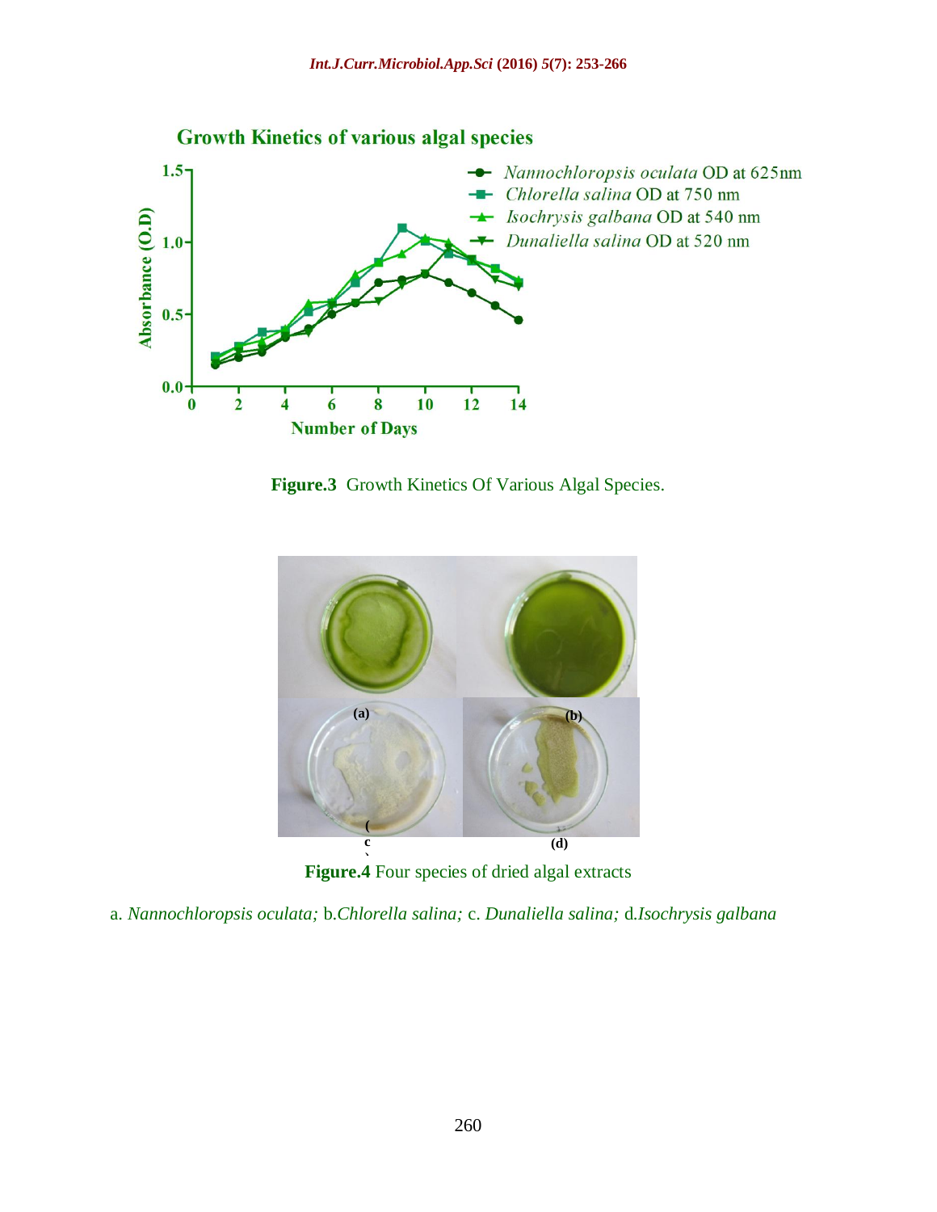**Figure.3** Growth Kinetics Of Various Algal Species.

**Figure.4** Four species of dried algal extracts

a. *Nannochloropsis oculata;* b.*Chlorella salina;* c. *Dunaliella salina;* d.*Isochrysis galbana*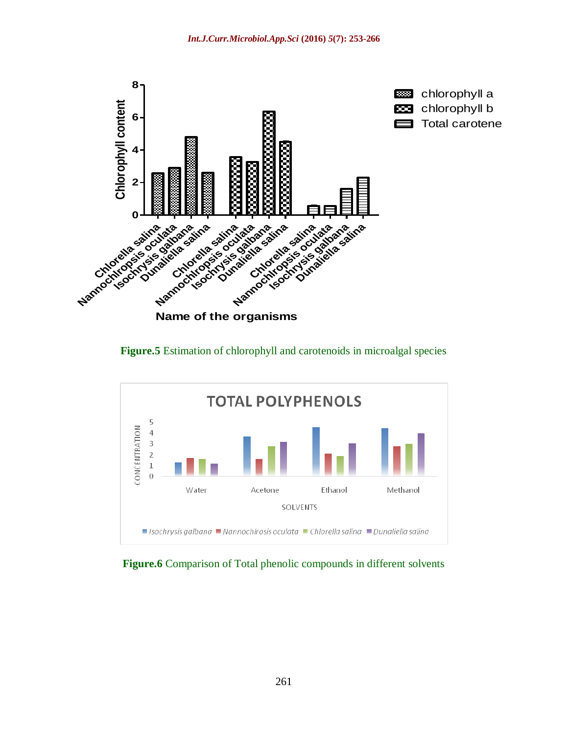**Figure.5** Estimation of chlorophyll and carotenoids in microalgal species

**Figure.6** Comparison of Total phenolic compounds in different solvents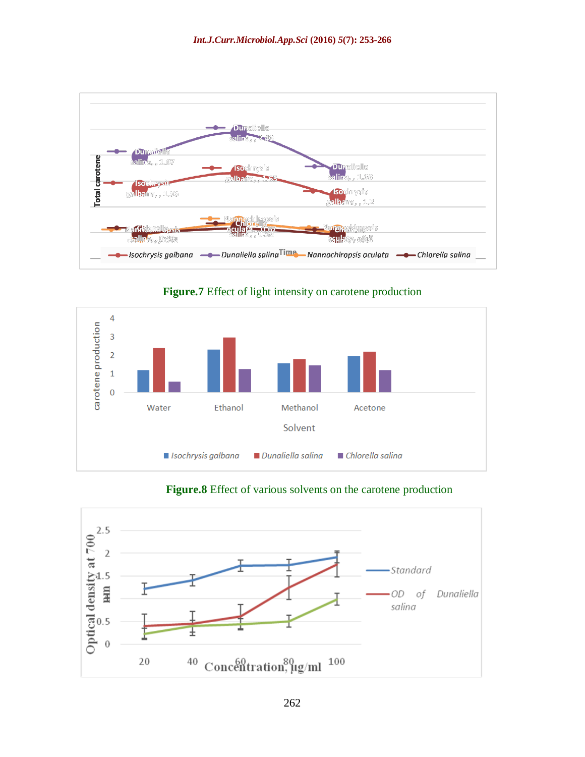Figure.7 Effect of light intensity on carotene production

Figure.8 Effect of various solvents on the carotene production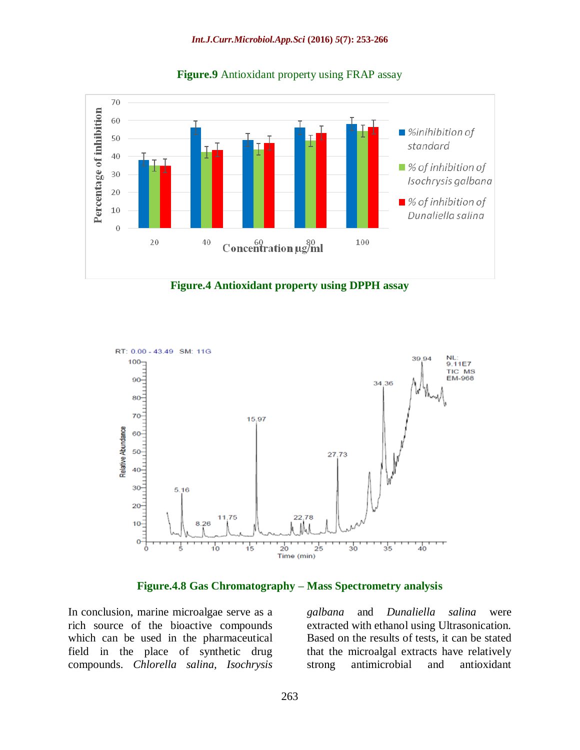**Figure.9** Antioxidant property using FRAP assay

**Figure.4 Antioxidant property using DPPH assay**

**Figure.4.8 Gas Chromatography – Mass Spectrometry analysis**

In conclusion, marine microalgae serve as a rich source of the bioactive compounds which can be used in the pharmaceutical field in the place of synthetic drug compounds. *Chlorella salina, Isochrysis galbana* and *Dunaliella salina* were extracted with ethanol using Ultrasonication. Based on the results of tests, it can be stated that the microalgal extracts have relatively strong antimicrobial and antioxidant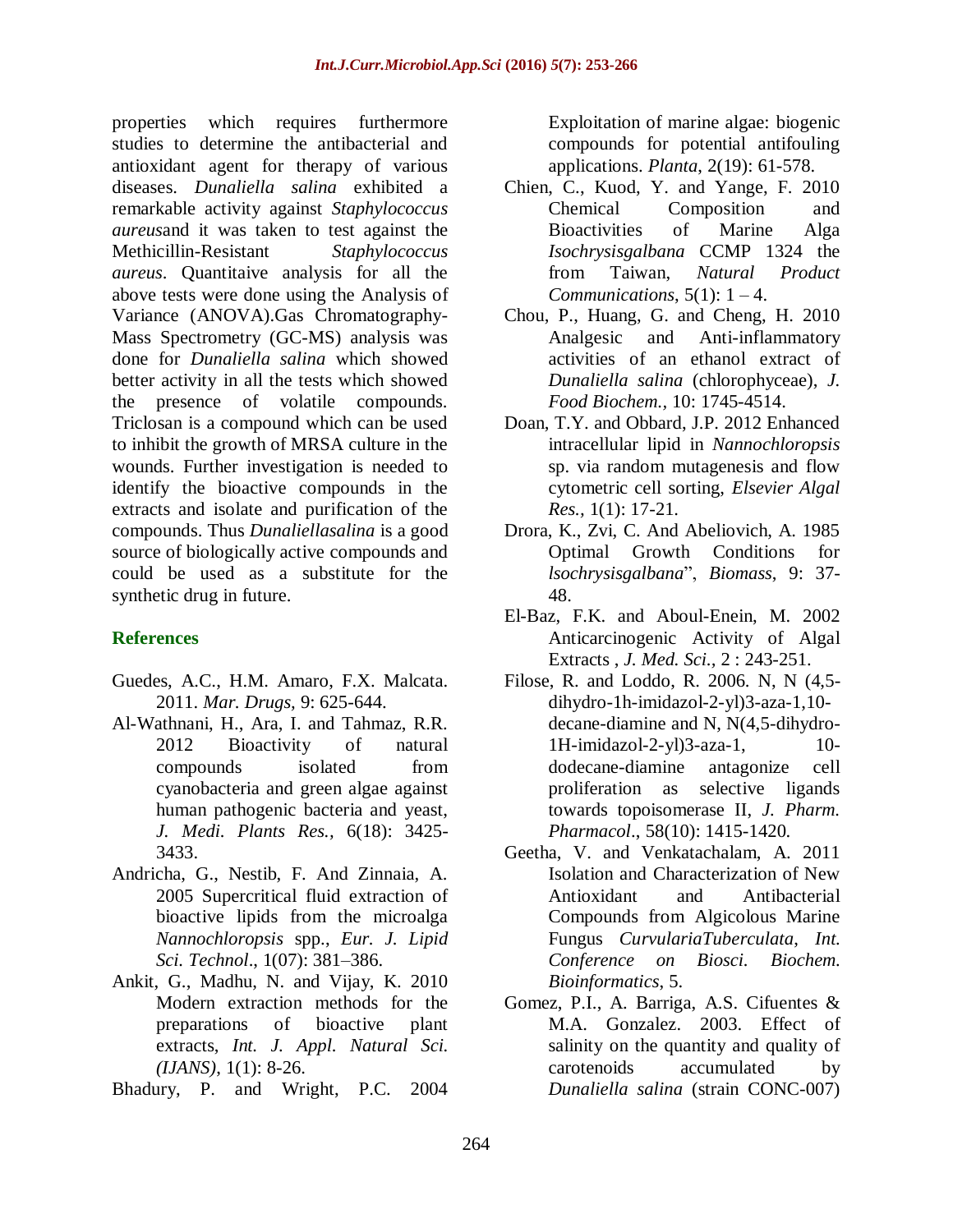properties which requires furthermore studies to determine the antibacterial and antioxidant agent for therapy of various diseases. *Dunaliella salina* exhibited a remarkable activity against *Staphylococcus aureus*and it was taken to test against the Methicillin-Resistant *Staphylococcus aureus*. Quantitaive analysis for all the above tests were done using the Analysis of Variance (ANOVA).Gas Chromatography-Mass Spectrometry (GC-MS) analysis was done for *Dunaliella salina* which showed better activity in all the tests which showed the presence of volatile compounds. Triclosan is a compound which can be used to inhibit the growth of MRSA culture in the wounds. Further investigation is needed to identify the bioactive compounds in the extracts and isolate and purification of the compounds. Thus *Dunaliellasalina* is a good source of biologically active compounds and could be used as a substitute for the synthetic drug in future.

## References

Guedes, A.C., H.M. Amaro, F.X. Malcata. 2011. *Mar. Drugs*, 9: 625-644.

Al-Wathnani, H., Ara, I. and Tahmaz, R.R. 2012 Bioactivity of natural compounds isolated from cyanobacteria and green algae against human pathogenic bacteria and yeast, *J. Medi. Plants Res.*, 6(18): 3425-3433.

Andricha, G., Nestib, F. And Zinnaia, A. 2005 Supercritical fluid extraction of bioactive lipids from the microalga *Nannochloropsis* spp., *Eur. J. Lipid Sci. Technol*., 1(07): 381–386.

Ankit, G., Madhu, N. and Vijay, K. 2010 Modern extraction methods for the preparations of bioactive plant extracts, *Int. J. Appl. Natural Sci. (IJANS)*, 1(1): 8-26.

Bhadury, P. and Wright, P.C. 2004 Exploitation of marine algae: biogenic compounds for potential antifouling applications. *Planta*, 2(19): 61-578.

Chien, C., Kuod, Y. and Yange, F. 2010 Chemical Composition and Bioactivities of Marine Alga *Isochrysisgalbana* CCMP 1324 the from Taiwan, *Natural Product Communications*, 5(1): 1 – 4.

Chou, P., Huang, G. and Cheng, H. 2010 Analgesic and Anti-inflammatory activities of an ethanol extract of *Dunaliella salina* (chlorophyceae), *J. Food Biochem.*, 10: 1745-4514.

Doan, T.Y. and Obbard, J.P. 2012 Enhanced intracellular lipid in *Nannochloropsis* sp. via random mutagenesis and flow cytometric cell sorting, *Elsevier Algal Res.*, 1(1): 17-21.

Drora, K., Zvi, C. And Abeliovich, A. 1985 Optimal Growth Conditions for *lsochrysisgalbana*", *Biomass*, 9: 37-48.

El-Baz, F.K. and Aboul-Enein, M. 2002 Anticarcinogenic Activity of Algal Extracts , *J. Med. Sci.,* 2 : 243-251.

Filose, R. and Loddo, R. 2006. N, N (4,5-dihydro-1h-imidazol-2-yl)3-aza-1,10-decane-diamine and N, N(4,5-dihydro-1H-imidazol-2-yl)3-aza-1, 10-dodecane-diamine antagonize cell proliferation as selective ligands towards topoisomerase II, *J. Pharm. Pharmacol*., 58(10): 1415-1420.

Geetha, V. and Venkatachalam, A. 2011 Isolation and Characterization of New Antioxidant and Antibacterial Compounds from Algicolous Marine Fungus *CurvulariaTuberculata*, *Int. Conference on Biosci. Biochem. Bioinformatics*, 5.

Gomez, P.I., A. Barriga, A.S. Cifuentes & M.A. Gonzalez. 2003. Effect of salinity on the quantity and quality of carotenoids accumulated by *Dunaliella salina* (strain CONC-007)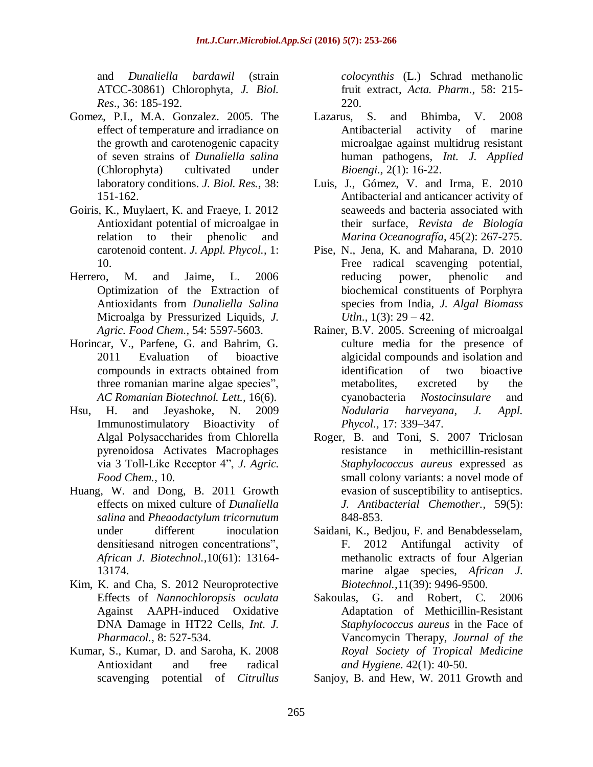and *Dunaliella bardawil* (strain ATCC-30861) Chlorophyta, *J. Biol. Res*., 36: 185-192.

Gomez, P.I., M.A. Gonzalez. 2005. The effect of temperature and irradiance on the growth and carotenogenic capacity of seven strains of *Dunaliella salina* (Chlorophyta) cultivated under laboratory conditions. *J. Biol. Res.,* 38: 151-162.

Goiris, K., Muylaert, K. and Fraeye, I. 2012 Antioxidant potential of microalgae in relation to their phenolic and carotenoid content. *J. Appl. Phycol.,* 1: 10.

Herrero, M. and Jaime, L. 2006 Optimization of the Extraction of Antioxidants from *Dunaliella Salina* Microalga by Pressurized Liquids, *J. Agric. Food Chem.,* 54: 5597-5603.

Horincar, V., Parfene, G. and Bahrim, G. 2011 Evaluation of bioactive compounds in extracts obtained from three romanian marine algae species", *AC Romanian Biotechnol. Lett.,* 16(6).

Hsu, H. and Jeyashoke, N. 2009 Immunostimulatory Bioactivity of Algal Polysaccharides from Chlorella pyrenoidosa Activates Macrophages via 3 Toll-Like Receptor 4", *J. Agric. Food Chem.,* 10.

Huang, W. and Dong, B. 2011 Growth effects on mixed culture of *Dunaliella salina* and *Pheaodactylum tricornutum* under different inoculation densitiesand nitrogen concentrations", *African J. Biotechnol.,*10(61): 13164-13174.

Kim, K. and Cha, S. 2012 Neuroprotective Effects of *Nannochloropsis oculata* Against AAPH-induced Oxidative DNA Damage in HT22 Cells, *Int. J. Pharmacol.,* 8: 527-534.

Kumar, S., Kumar, D. and Saroha, K. 2008 Antioxidant and free radical scavenging potential of *Citrullus colocynthis* (L.) Schrad methanolic fruit extract, *Acta. Pharm*., 58: 215-220.

Lazarus, S. and Bhimba, V. 2008 Antibacterial activity of marine microalgae against multidrug resistant human pathogens, *Int. J. Applied Bioengi.,* 2(1): 16-22.

Luis, J., Gómez, V. and Irma, E. 2010 Antibacterial and anticancer activity of seaweeds and bacteria associated with their surface, *Revista de Biología Marina Oceanografía*, 45(2): 267-275.

Pise, N., Jena, K. and Maharana, D. 2010 Free radical scavenging potential, reducing power, phenolic and biochemical constituents of Porphyra species from India, *J. Algal Biomass Utln*., 1(3): 29 – 42.

Rainer, B.V. 2005. Screening of microalgal culture media for the presence of algicidal compounds and isolation and identification of two bioactive metabolites, excreted by the cyanobacteria *Nostocinsulare* and *Nodularia harveyana*, *J. Appl. Phycol.,* 17: 339–347.

Roger, B. and Toni, S. 2007 Triclosan resistance in methicillin-resistant *Staphylococcus aureus* expressed as small colony variants: a novel mode of evasion of susceptibility to antiseptics. *J. Antibacterial Chemother.,* 59(5): 848-853.

Saidani, K., Bedjou, F. and Benabdesselam, F. 2012 Antifungal activity of methanolic extracts of four Algerian marine algae species, *African J. Biotechnol.,*11(39): 9496-9500.

Sakoulas, G. and Robert, C. 2006 Adaptation of Methicillin-Resistant *Staphylococcus aureus* in the Face of Vancomycin Therapy, *Journal of the Royal Society of Tropical Medicine and Hygiene*. 42(1): 40-50.

Sanjoy, B. and Hew, W. 2011 Growth and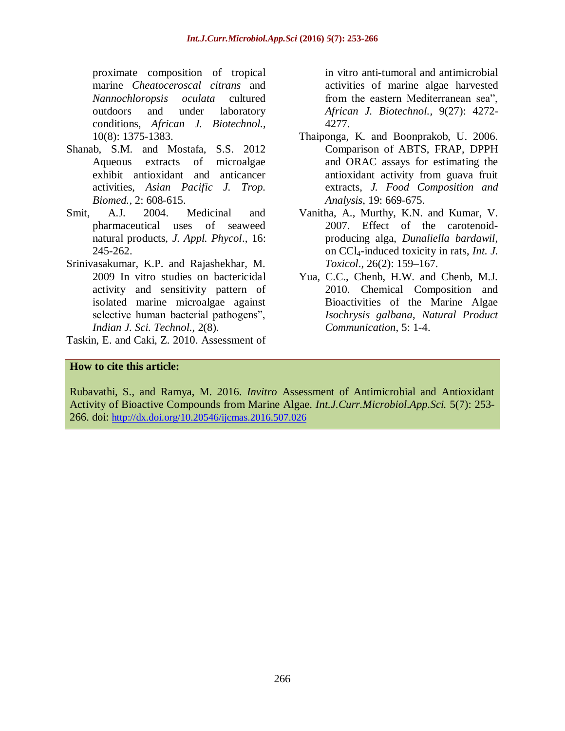proximate composition of tropical marine *Cheatoceroscal citrans* and *Nannochloropsis oculata* cultured outdoors and under laboratory conditions, *African J. Biotechnol.*, 10(8): 1375-1383.

Shanab, S.M. and Mostafa, S.S. 2012 Aqueous extracts of microalgae exhibit antioxidant and anticancer activities, *Asian Pacific J. Trop. Biomed.*, 2: 608-615.

Smit, A.J. 2004. Medicinal and pharmaceutical uses of seaweed natural products, *J. Appl. Phycol*., 16: 245-262.

Srinivasakumar, K.P. and Rajashekhar, M. 2009 In vitro studies on bactericidal activity and sensitivity pattern of isolated marine microalgae against selective human bacterial pathogens", *Indian J. Sci. Technol.*, 2(8).

Taskin, E. and Caki, Z. 2010. Assessment of in vitro anti-tumoral and antimicrobial activities of marine algae harvested from the eastern Mediterranean sea", *African J. Biotechnol.*, 9(27): 4272-4277.

Thaiponga, K. and Boonprakob, U. 2006. Comparison of ABTS, FRAP, DPPH and ORAC assays for estimating the antioxidant activity from guava fruit extracts, *J. Food Composition and Analysis*, 19: 669-675.

Vanitha, A., Murthy, K.N. and Kumar, V. 2007. Effect of the carotenoid-producing alga, *Dunaliella bardawil*, on $CCl_4$-induced toxicity in rats, *Int. J. Toxicol*., 26(2): 159–167.

Yua, C.C., Chenb, H.W. and Chenb, M.J. 2010. Chemical Composition and Bioactivities of the Marine Algae *Isochrysis galbana*, *Natural Product Communication*, 5: 1-4.

**How to cite this article:**

Rubavathi, S., and Ramya, M. 2016. *Invitro* Assessment of Antimicrobial and Antioxidant Activity of Bioactive Compounds from Marine Algae. *Int.J.Curr.Microbiol.App.Sci.* 5(7): 253-266. doi: http://dx.doi.org/10.20546/ijcmas.2016.507.026